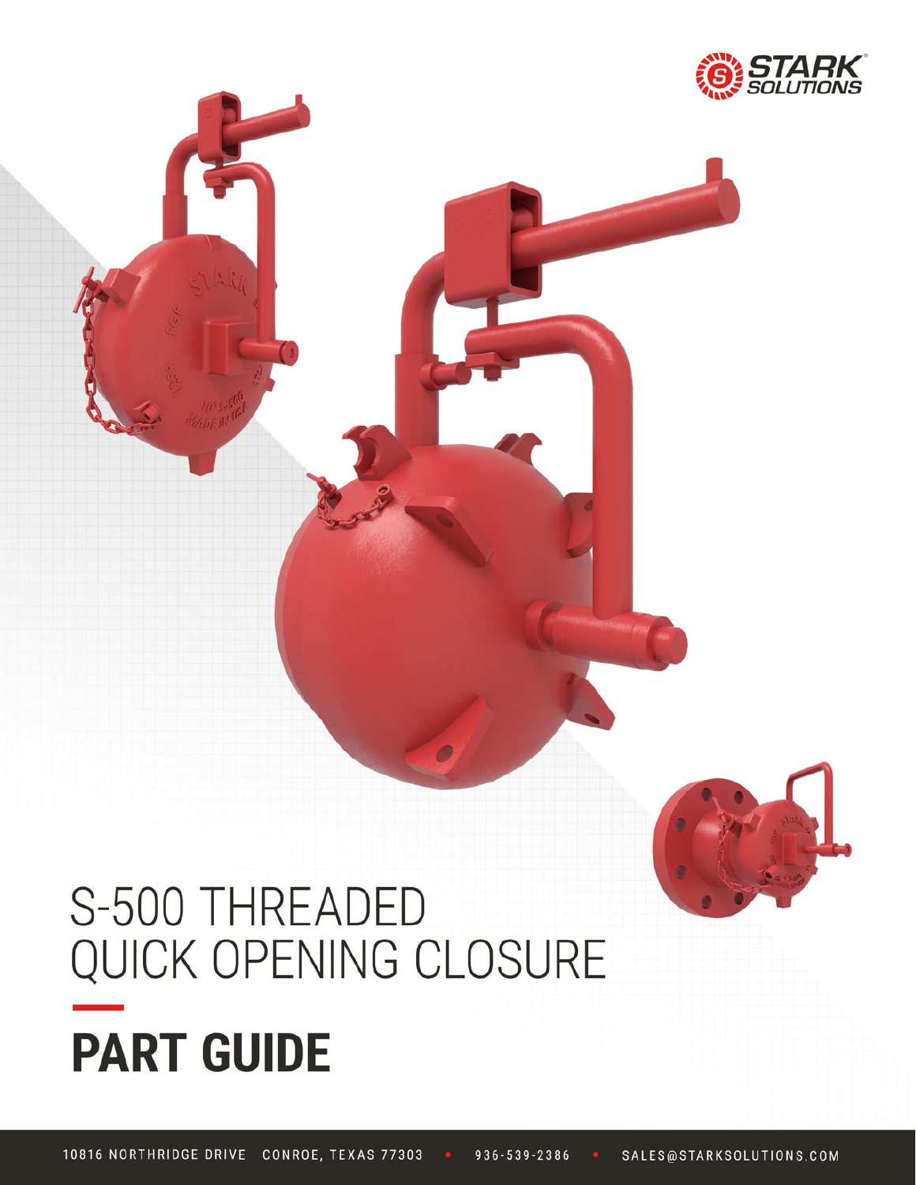STARK SOLUTIONS

# S-500 THREADED QUICK OPENING CLOSURE

## PART GUIDE

10816 NORTHRIDGE DRIVE CONROE, TEXAS 77303 • 936-539-2386 • SALES@STARKSOLUTIONS.COM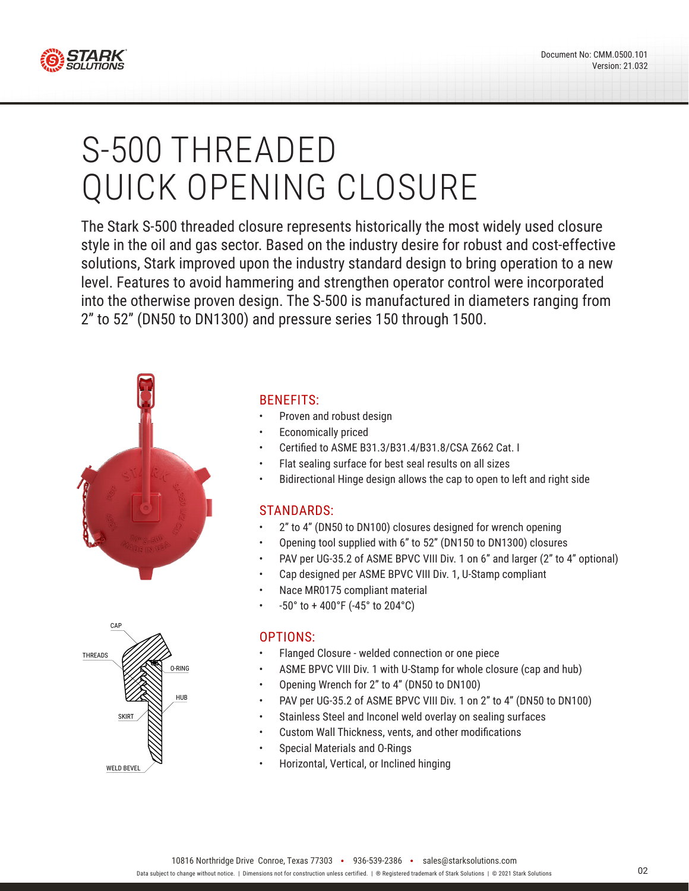# S-500 THREADED QUICK OPENING CLOSURE

The Stark S-500 threaded closure represents historically the most widely used closure style in the oil and gas sector. Based on the industry desire for robust and cost-effective solutions, Stark improved upon the industry standard design to bring operation to a new level. Features to avoid hammering and strengthen operator control were incorporated into the otherwise proven design. The S-500 is manufactured in diameters ranging from 2" to 52" (DN50 to DN1300) and pressure series 150 through 1500.

CAP
THREADS
O-RING
HUB
SKIRT
WELD BEVEL

## BENEFITS:

- Proven and robust design
- Economically priced
- Certified to ASME B31.3/B31.4/B31.8/CSA Z662 Cat. I
- Flat sealing surface for best seal results on all sizes
- Bidirectional Hinge design allows the cap to open to left and right side

## STANDARDS:

- 2" to 4" (DN50 to DN100) closures designed for wrench opening
- Opening tool supplied with 6" to 52" (DN150 to DN1300) closures
- PAV per UG-35.2 of ASME BPVC VIII Div. 1 on 6" and larger (2" to 4" optional)
- Cap designed per ASME BPVC VIII Div. 1, U-Stamp compliant
- Nace MR0175 compliant material
- -50° to + 400°F (-45° to 204°C)

## OPTIONS:

- Flanged Closure - welded connection or one piece
- ASME BPVC VIII Div. 1 with U-Stamp for whole closure (cap and hub)
- Opening Wrench for 2" to 4" (DN50 to DN100)
- PAV per UG-35.2 of ASME BPVC VIII Div. 1 on 2" to 4" (DN50 to DN100)
- Stainless Steel and Inconel weld overlay on sealing surfaces
- Custom Wall Thickness, vents, and other modifications
- Special Materials and O-Rings
- Horizontal, Vertical, or Inclined hinging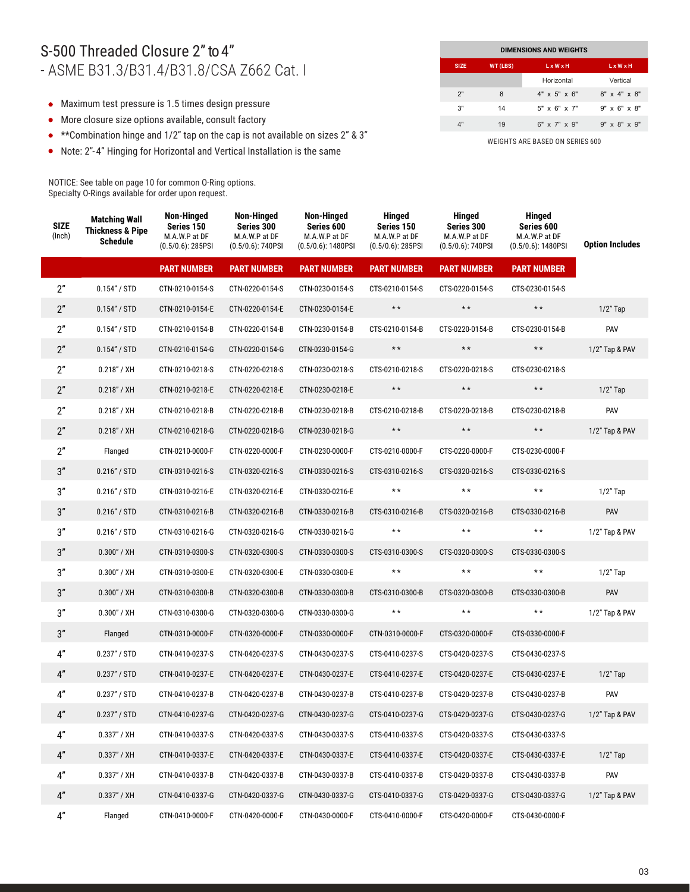# S-500 Threaded Closure 2" to 4"

## - ASME B31.3/B31.4/B31.8/CSA Z662 Cat. I

- Maximum test pressure is 1.5 times design pressure
- More closure size options available, consult factory
- **Combination hinge and 1/2" tap on the cap is not available on sizes 2" & 3"
- Note: 2"-4" Hinging for Horizontal and Vertical Installation is the same

| DIMENSIONS AND WEIGHTS | | | |
|---|---|---|---|
| SIZE | WT (LBS) | L x W x H | L x W x H |
| | | Horizontal | Vertical |
| 2" | 8 | 4" x 5" x 6" | 8" x 4" x 8" |
| 3" | 14 | 5" x 6" x 7" | 9" x 6" x 8" |
| 4" | 19 | 6" x 7" x 9" | 9" x 8" x 9" |

WEIGHTS ARE BASED ON SERIES 600

NOTICE: See table on page 10 for common O-Ring options.
Specialty O-Rings available for order upon request.

| SIZE (Inch) | Matching Wall Thickness & Pipe Schedule | Non-Hinged Series 150 M.A.W.P at DF (0.5/0.6): 285PSI | Non-Hinged Series 300 M.A.W.P at DF (0.5/0.6): 740PSI | Non-Hinged Series 600 M.A.W.P at DF (0.5/0.6): 1480PSI | Hinged Series 150 M.A.W.P at DF (0.5/0.6): 285PSI | Hinged Series 300 M.A.W.P at DF (0.5/0.6): 740PSI | Hinged Series 600 M.A.W.P at DF (0.5/0.6): 1480PSI | Option Includes |
|---|---|---|---|---|---|---|---|---|
| | | PART NUMBER | PART NUMBER | PART NUMBER | PART NUMBER | PART NUMBER | PART NUMBER | |
| 2" | 0.154" / STD | CTN-0210-0154-S | CTN-0220-0154-S | CTN-0230-0154-S | CTS-0210-0154-S | CTS-0220-0154-S | CTS-0230-0154-S | |
| 2" | 0.154" / STD | CTN-0210-0154-E | CTN-0220-0154-E | CTN-0230-0154-E | ** | ** | ** | 1/2" Tap |
| 2" | 0.154" / STD | CTN-0210-0154-B | CTN-0220-0154-B | CTN-0230-0154-B | CTS-0210-0154-B | CTS-0220-0154-B | CTS-0230-0154-B | PAV |
| 2" | 0.154" / STD | CTN-0210-0154-G | CTN-0220-0154-G | CTN-0230-0154-G | ** | ** | ** | 1/2" Tap & PAV |
| 2" | 0.218" / XH | CTN-0210-0218-S | CTN-0220-0218-S | CTN-0230-0218-S | CTS-0210-0218-S | CTS-0220-0218-S | CTS-0230-0218-S | |
| 2" | 0.218" / XH | CTN-0210-0218-E | CTN-0220-0218-E | CTN-0230-0218-E | ** | ** | ** | 1/2" Tap |
| 2" | 0.218" / XH | CTN-0210-0218-B | CTN-0220-0218-B | CTN-0230-0218-B | CTS-0210-0218-B | CTS-0220-0218-B | CTS-0230-0218-B | PAV |
| 2" | 0.218" / XH | CTN-0210-0218-G | CTN-0220-0218-G | CTN-0230-0218-G | ** | ** | ** | 1/2" Tap & PAV |
| 2" | Flanged | CTN-0210-0000-F | CTN-0220-0000-F | CTN-0230-0000-F | CTS-0210-0000-F | CTS-0220-0000-F | CTS-0230-0000-F | |
| 3" | 0.216" / STD | CTN-0310-0216-S | CTN-0320-0216-S | CTN-0330-0216-S | CTS-0310-0216-S | CTS-0320-0216-S | CTS-0330-0216-S | |
| 3" | 0.216" / STD | CTN-0310-0216-E | CTN-0320-0216-E | CTN-0330-0216-E | ** | ** | ** | 1/2" Tap |
| 3" | 0.216" / STD | CTN-0310-0216-B | CTN-0320-0216-B | CTN-0330-0216-B | CTS-0310-0216-B | CTS-0320-0216-B | CTS-0330-0216-B | PAV |
| 3" | 0.216" / STD | CTN-0310-0216-G | CTN-0320-0216-G | CTN-0330-0216-G | ** | ** | ** | 1/2" Tap & PAV |
| 3" | 0.300" / XH | CTN-0310-0300-S | CTN-0320-0300-S | CTN-0330-0300-S | CTS-0310-0300-S | CTS-0320-0300-S | CTS-0330-0300-S | |
| 3" | 0.300" / XH | CTN-0310-0300-E | CTN-0320-0300-E | CTN-0330-0300-E | ** | ** | ** | 1/2" Tap |
| 3" | 0.300" / XH | CTN-0310-0300-B | CTN-0320-0300-B | CTN-0330-0300-B | CTS-0310-0300-B | CTS-0320-0300-B | CTS-0330-0300-B | PAV |
| 3" | 0.300" / XH | CTN-0310-0300-G | CTN-0320-0300-G | CTN-0330-0300-G | ** | ** | ** | 1/2" Tap & PAV |
| 3" | Flanged | CTN-0310-0000-F | CTN-0320-0000-F | CTN-0330-0000-F | CTN-0310-0000-F | CTS-0320-0000-F | CTS-0330-0000-F | |
| 4" | 0.237" / STD | CTN-0410-0237-S | CTN-0420-0237-S | CTN-0430-0237-S | CTS-0410-0237-S | CTS-0420-0237-S | CTS-0430-0237-S | |
| 4" | 0.237" / STD | CTN-0410-0237-E | CTN-0420-0237-E | CTN-0430-0237-E | CTS-0410-0237-E | CTS-0420-0237-E | CTS-0430-0237-E | 1/2" Tap |
| 4" | 0.237" / STD | CTN-0410-0237-B | CTN-0420-0237-B | CTN-0430-0237-B | CTS-0410-0237-B | CTS-0420-0237-B | CTS-0430-0237-B | PAV |
| 4" | 0.237" / STD | CTN-0410-0237-G | CTN-0420-0237-G | CTN-0430-0237-G | CTS-0410-0237-G | CTS-0420-0237-G | CTS-0430-0237-G | 1/2" Tap & PAV |
| 4" | 0.337" / XH | CTN-0410-0337-S | CTN-0420-0337-S | CTN-0430-0337-S | CTS-0410-0337-S | CTS-0420-0337-S | CTS-0430-0337-S | |
| 4" | 0.337" / XH | CTN-0410-0337-E | CTN-0420-0337-E | CTN-0430-0337-E | CTS-0410-0337-E | CTS-0420-0337-E | CTS-0430-0337-E | 1/2" Tap |
| 4" | 0.337" / XH | CTN-0410-0337-B | CTN-0420-0337-B | CTN-0430-0337-B | CTS-0410-0337-B | CTS-0420-0337-B | CTS-0430-0337-B | PAV |
| 4" | 0.337" / XH | CTN-0410-0337-G | CTN-0420-0337-G | CTN-0430-0337-G | CTS-0410-0337-G | CTS-0420-0337-G | CTS-0430-0337-G | 1/2" Tap & PAV |
| 4" | Flanged | CTN-0410-0000-F | CTN-0420-0000-F | CTN-0430-0000-F | CTS-0410-0000-F | CTS-0420-0000-F | CTS-0430-0000-F | |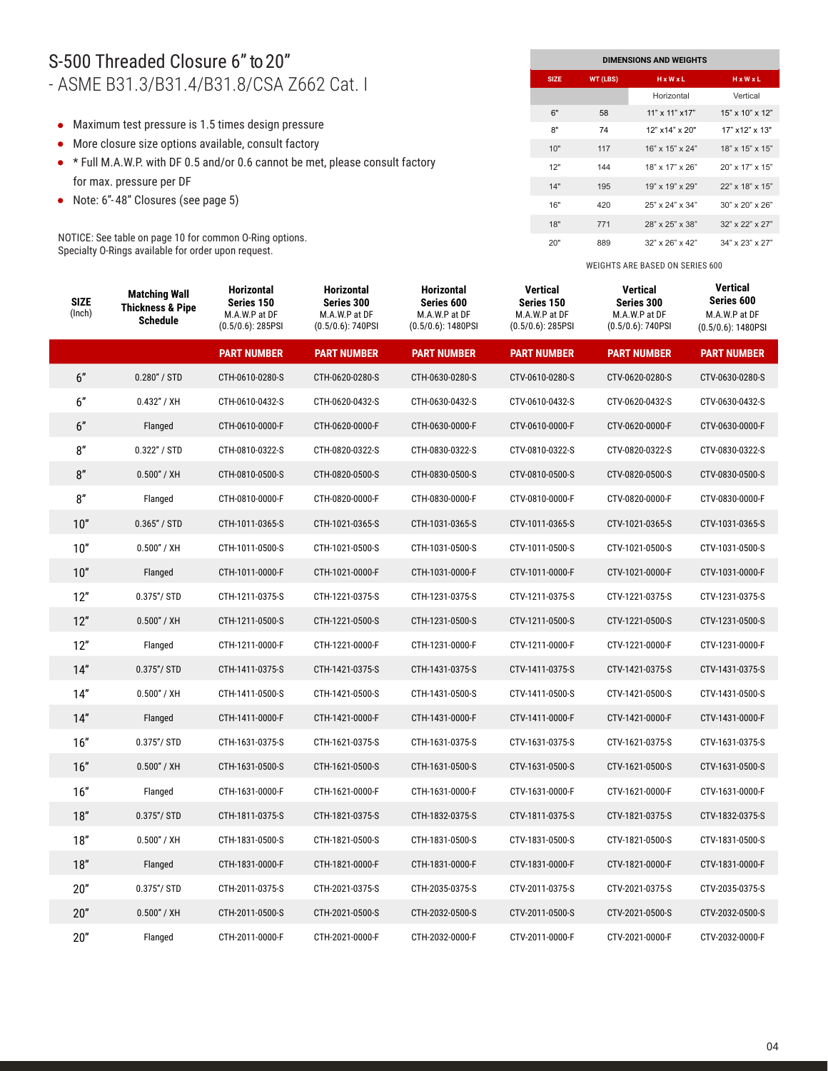# S-500 Threaded Closure 6" to 20"

## - ASME B31.3/B31.4/B31.8/CSA Z662 Cat. I

- Maximum test pressure is 1.5 times design pressure
- More closure size options available, consult factory
- * Full M.A.W.P. with DF 0.5 and/or 0.6 cannot be met, please consult factory for max. pressure per DF
- Note: 6"-48" Closures (see page 5)

NOTICE: See table on page 10 for common O-Ring options.
Specialty O-Rings available for order upon request.

| DIMENSIONS AND WEIGHTS | | | |
|---|---|---|---|
| SIZE | WT (LBS) | H x W x L | H x W x L |
| | | Horizontal | Vertical |
| 6" | 58 | 11" x 11" x17" | 15" x 10" x 12" |
| 8" | 74 | 12" x14" x 20" | 17" x12" x 13" |
| 10" | 117 | 16" x 15" x 24" | 18" x 15" x 15" |
| 12" | 144 | 18" x 17" x 26" | 20" x 17" x 15" |
| 14" | 195 | 19" x 19" x 29" | 22" x 18" x 15" |
| 16" | 420 | 25" x 24" x 34" | 30" x 20" x 26" |
| 18" | 771 | 28" x 25" x 38" | 32" x 22" x 27" |
| 20" | 889 | 32" x 26" x 42" | 34" x 23" x 27" |

WEIGHTS ARE BASED ON SERIES 600

| SIZE (Inch) | Matching Wall Thickness & Pipe Schedule | Horizontal Series 150 M.A.W.P at DF (0.5/0.6): 285PSI | Horizontal Series 300 M.A.W.P at DF (0.5/0.6): 740PSI | Horizontal Series 600 M.A.W.P at DF (0.5/0.6): 1480PSI | Vertical Series 150 M.A.W.P at DF (0.5/0.6): 285PSI | Vertical Series 300 M.A.W.P at DF (0.5/0.6): 740PSI | Vertical Series 600 M.A.W.P at DF (0.5/0.6): 1480PSI |
|---|---|---|---|---|---|---|---|
| | | PART NUMBER | PART NUMBER | PART NUMBER | PART NUMBER | PART NUMBER | PART NUMBER |
| 6" | 0.280" / STD | CTH-0610-0280-S | CTH-0620-0280-S | CTH-0630-0280-S | CTV-0610-0280-S | CTV-0620-0280-S | CTV-0630-0280-S |
| 6" | 0.432" / XH | CTH-0610-0432-S | CTH-0620-0432-S | CTH-0630-0432-S | CTV-0610-0432-S | CTV-0620-0432-S | CTV-0630-0432-S |
| 6" | Flanged | CTH-0610-0000-F | CTH-0620-0000-F | CTH-0630-0000-F | CTV-0610-0000-F | CTV-0620-0000-F | CTV-0630-0000-F |
| 8" | 0.322" / STD | CTH-0810-0322-S | CTH-0820-0322-S | CTH-0830-0322-S | CTV-0810-0322-S | CTV-0820-0322-S | CTV-0830-0322-S |
| 8" | 0.500" / XH | CTH-0810-0500-S | CTH-0820-0500-S | CTH-0830-0500-S | CTV-0810-0500-S | CTV-0820-0500-S | CTV-0830-0500-S |
| 8" | Flanged | CTH-0810-0000-F | CTH-0820-0000-F | CTH-0830-0000-F | CTV-0810-0000-F | CTV-0820-0000-F | CTV-0830-0000-F |
| 10" | 0.365" / STD | CTH-1011-0365-S | CTH-1021-0365-S | CTH-1031-0365-S | CTV-1011-0365-S | CTV-1021-0365-S | CTV-1031-0365-S |
| 10" | 0.500" / XH | CTH-1011-0500-S | CTH-1021-0500-S | CTH-1031-0500-S | CTV-1011-0500-S | CTV-1021-0500-S | CTV-1031-0500-S |
| 10" | Flanged | CTH-1011-0000-F | CTH-1021-0000-F | CTH-1031-0000-F | CTV-1011-0000-F | CTV-1021-0000-F | CTV-1031-0000-F |
| 12" | 0.375"/ STD | CTH-1211-0375-S | CTH-1221-0375-S | CTH-1231-0375-S | CTV-1211-0375-S | CTV-1221-0375-S | CTV-1231-0375-S |
| 12" | 0.500" / XH | CTH-1211-0500-S | CTH-1221-0500-S | CTH-1231-0500-S | CTV-1211-0500-S | CTV-1221-0500-S | CTV-1231-0500-S |
| 12" | Flanged | CTH-1211-0000-F | CTH-1221-0000-F | CTH-1231-0000-F | CTV-1211-0000-F | CTV-1221-0000-F | CTV-1231-0000-F |
| 14" | 0.375"/ STD | CTH-1411-0375-S | CTH-1421-0375-S | CTH-1431-0375-S | CTV-1411-0375-S | CTV-1421-0375-S | CTV-1431-0375-S |
| 14" | 0.500" / XH | CTH-1411-0500-S | CTH-1421-0500-S | CTH-1431-0500-S | CTV-1411-0500-S | CTV-1421-0500-S | CTV-1431-0500-S |
| 14" | Flanged | CTH-1411-0000-F | CTH-1421-0000-F | CTH-1431-0000-F | CTV-1411-0000-F | CTV-1421-0000-F | CTV-1431-0000-F |
| 16" | 0.375"/ STD | CTH-1631-0375-S | CTH-1621-0375-S | CTH-1631-0375-S | CTV-1631-0375-S | CTV-1621-0375-S | CTV-1631-0375-S |
| 16" | 0.500" / XH | CTH-1631-0500-S | CTH-1621-0500-S | CTH-1631-0500-S | CTV-1631-0500-S | CTV-1621-0500-S | CTV-1631-0500-S |
| 16" | Flanged | CTH-1631-0000-F | CTH-1621-0000-F | CTH-1631-0000-F | CTV-1631-0000-F | CTV-1621-0000-F | CTV-1631-0000-F |
| 18" | 0.375"/ STD | CTH-1811-0375-S | CTH-1821-0375-S | CTH-1832-0375-S | CTV-1811-0375-S | CTV-1821-0375-S | CTV-1832-0375-S |
| 18" | 0.500" / XH | CTH-1831-0500-S | CTH-1821-0500-S | CTH-1831-0500-S | CTV-1831-0500-S | CTV-1821-0500-S | CTV-1831-0500-S |
| 18" | Flanged | CTH-1831-0000-F | CTH-1821-0000-F | CTH-1831-0000-F | CTV-1831-0000-F | CTV-1821-0000-F | CTV-1831-0000-F |
| 20" | 0.375"/ STD | CTH-2011-0375-S | CTH-2021-0375-S | CTH-2035-0375-S | CTV-2011-0375-S | CTV-2021-0375-S | CTV-2035-0375-S |
| 20" | 0.500" / XH | CTH-2011-0500-S | CTH-2021-0500-S | CTH-2032-0500-S | CTV-2011-0500-S | CTV-2021-0500-S | CTV-2032-0500-S |
| 20" | Flanged | CTH-2011-0000-F | CTH-2021-0000-F | CTH-2032-0000-F | CTV-2011-0000-F | CTV-2021-0000-F | CTV-2032-0000-F |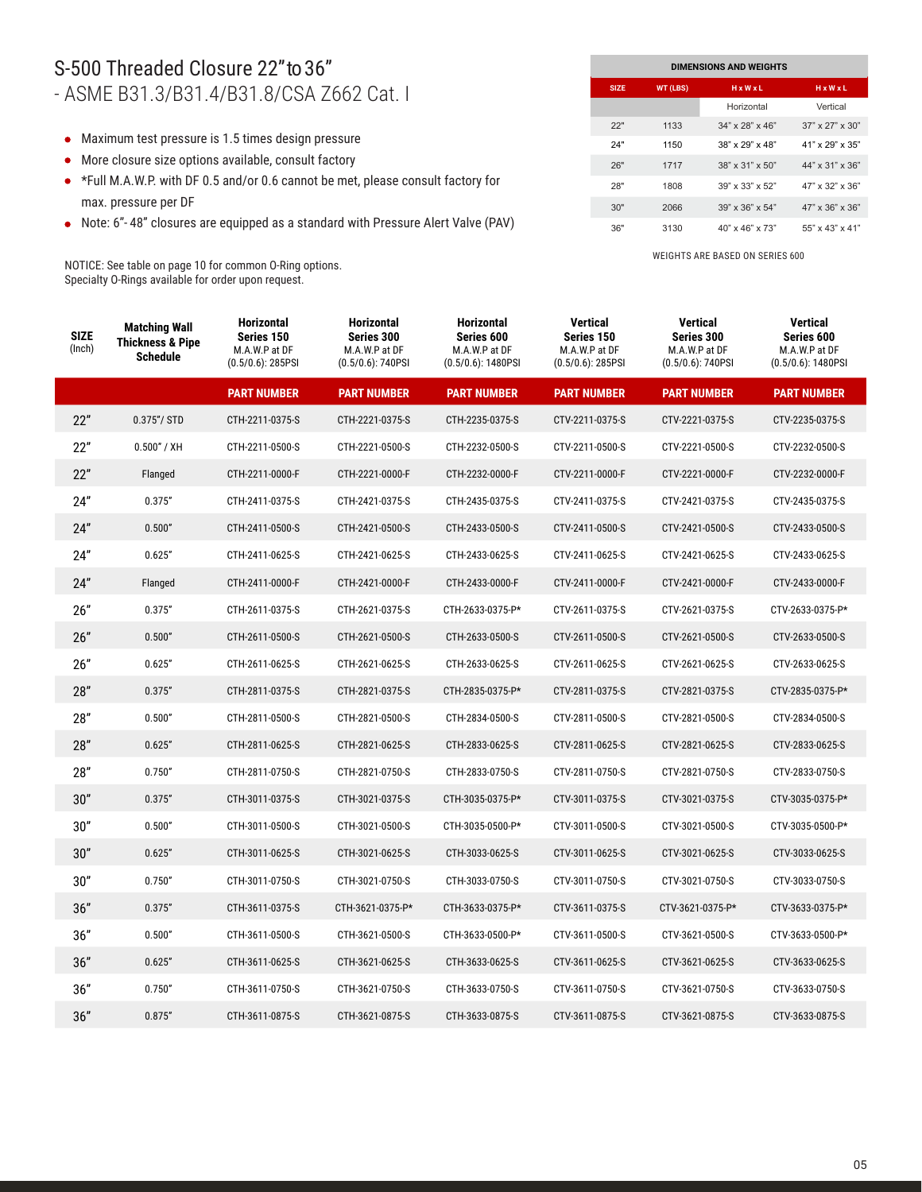# S-500 Threaded Closure 22" to 36"

## - ASME B31.3/B31.4/B31.8/CSA Z662 Cat. I

- Maximum test pressure is 1.5 times design pressure
- More closure size options available, consult factory
- *Full M.A.W.P. with DF 0.5 and/or 0.6 cannot be met, please consult factory for max. pressure per DF
- Note: 6"- 48" closures are equipped as a standard with Pressure Alert Valve (PAV)

NOTICE: See table on page 10 for common O-Ring options.
Specialty O-Rings available for order upon request.

| DIMENSIONS AND WEIGHTS | | | |
|---|---|---|---|
| SIZE | WT (LBS) | H x W x L | H x W x L |
| | | Horizontal | Vertical |
| 22" | 1133 | 34" x 28" x 46" | 37" x 27" x 30" |
| 24" | 1150 | 38" x 29" x 48" | 41" x 29" x 35" |
| 26" | 1717 | 38" x 31" x 50" | 44" x 31" x 36" |
| 28" | 1808 | 39" x 33" x 52" | 47" x 32" x 36" |
| 30" | 2066 | 39" x 36" x 54" | 47" x 36" x 36" |
| 36" | 3130 | 40" x 46" x 73" | 55" x 43" x 41" |

WEIGHTS ARE BASED ON SERIES 600

| SIZE (Inch) | Matching Wall Thickness & Pipe Schedule | Horizontal Series 150 M.A.W.P at DF (0.5/0.6): 285PSI | Horizontal Series 300 M.A.W.P at DF (0.5/0.6): 740PSI | Horizontal Series 600 M.A.W.P at DF (0.5/0.6): 1480PSI | Vertical Series 150 M.A.W.P at DF (0.5/0.6): 285PSI | Vertical Series 300 M.A.W.P at DF (0.5/0.6): 740PSI | Vertical Series 600 M.A.W.P at DF (0.5/0.6): 1480PSI |
|---|---|---|---|---|---|---|---|
| | | PART NUMBER | PART NUMBER | PART NUMBER | PART NUMBER | PART NUMBER | PART NUMBER |
| 22" | 0.375"/ STD | CTH-2211-0375-S | CTH-2221-0375-S | CTH-2235-0375-S | CTV-2211-0375-S | CTV-2221-0375-S | CTV-2235-0375-S |
| 22" | 0.500" / XH | CTH-2211-0500-S | CTH-2221-0500-S | CTH-2232-0500-S | CTV-2211-0500-S | CTV-2221-0500-S | CTV-2232-0500-S |
| 22" | Flanged | CTH-2211-0000-F | CTH-2221-0000-F | CTH-2232-0000-F | CTV-2211-0000-F | CTV-2221-0000-F | CTV-2232-0000-F |
| 24" | 0.375" | CTH-2411-0375-S | CTH-2421-0375-S | CTH-2435-0375-S | CTV-2411-0375-S | CTV-2421-0375-S | CTV-2435-0375-S |
| 24" | 0.500" | CTH-2411-0500-S | CTH-2421-0500-S | CTH-2433-0500-S | CTV-2411-0500-S | CTV-2421-0500-S | CTV-2433-0500-S |
| 24" | 0.625" | CTH-2411-0625-S | CTH-2421-0625-S | CTH-2433-0625-S | CTV-2411-0625-S | CTV-2421-0625-S | CTV-2433-0625-S |
| 24" | Flanged | CTH-2411-0000-F | CTH-2421-0000-F | CTH-2433-0000-F | CTV-2411-0000-F | CTV-2421-0000-F | CTV-2433-0000-F |
| 26" | 0.375" | CTH-2611-0375-S | CTH-2621-0375-S | CTH-2633-0375-P* | CTV-2611-0375-S | CTV-2621-0375-S | CTV-2633-0375-P* |
| 26" | 0.500" | CTH-2611-0500-S | CTH-2621-0500-S | CTH-2633-0500-S | CTV-2611-0500-S | CTV-2621-0500-S | CTV-2633-0500-S |
| 26" | 0.625" | CTH-2611-0625-S | CTH-2621-0625-S | CTH-2633-0625-S | CTV-2611-0625-S | CTV-2621-0625-S | CTV-2633-0625-S |
| 28" | 0.375" | CTH-2811-0375-S | CTH-2821-0375-S | CTH-2835-0375-P* | CTV-2811-0375-S | CTV-2821-0375-S | CTV-2835-0375-P* |
| 28" | 0.500" | CTH-2811-0500-S | CTH-2821-0500-S | CTH-2834-0500-S | CTV-2811-0500-S | CTV-2821-0500-S | CTV-2834-0500-S |
| 28" | 0.625" | CTH-2811-0625-S | CTH-2821-0625-S | CTH-2833-0625-S | CTV-2811-0625-S | CTV-2821-0625-S | CTV-2833-0625-S |
| 28" | 0.750" | CTH-2811-0750-S | CTH-2821-0750-S | CTH-2833-0750-S | CTV-2811-0750-S | CTV-2821-0750-S | CTV-2833-0750-S |
| 30" | 0.375" | CTH-3011-0375-S | CTH-3021-0375-S | CTH-3035-0375-P* | CTV-3011-0375-S | CTV-3021-0375-S | CTV-3035-0375-P* |
| 30" | 0.500" | CTH-3011-0500-S | CTH-3021-0500-S | CTH-3035-0500-P* | CTV-3011-0500-S | CTV-3021-0500-S | CTV-3035-0500-P* |
| 30" | 0.625" | CTH-3011-0625-S | CTH-3021-0625-S | CTH-3033-0625-S | CTV-3011-0625-S | CTV-3021-0625-S | CTV-3033-0625-S |
| 30" | 0.750" | CTH-3011-0750-S | CTH-3021-0750-S | CTH-3033-0750-S | CTV-3011-0750-S | CTV-3021-0750-S | CTV-3033-0750-S |
| 36" | 0.375" | CTH-3611-0375-S | CTH-3621-0375-P* | CTH-3633-0375-P* | CTV-3611-0375-S | CTV-3621-0375-P* | CTV-3633-0375-P* |
| 36" | 0.500" | CTH-3611-0500-S | CTH-3621-0500-S | CTH-3633-0500-P* | CTV-3611-0500-S | CTV-3621-0500-S | CTV-3633-0500-P* |
| 36" | 0.625" | CTH-3611-0625-S | CTH-3621-0625-S | CTH-3633-0625-S | CTV-3611-0625-S | CTV-3621-0625-S | CTV-3633-0625-S |
| 36" | 0.750" | CTH-3611-0750-S | CTH-3621-0750-S | CTH-3633-0750-S | CTV-3611-0750-S | CTV-3621-0750-S | CTV-3633-0750-S |
| 36" | 0.875" | CTH-3611-0875-S | CTH-3621-0875-S | CTH-3633-0875-S | CTV-3611-0875-S | CTV-3621-0875-S | CTV-3633-0875-S |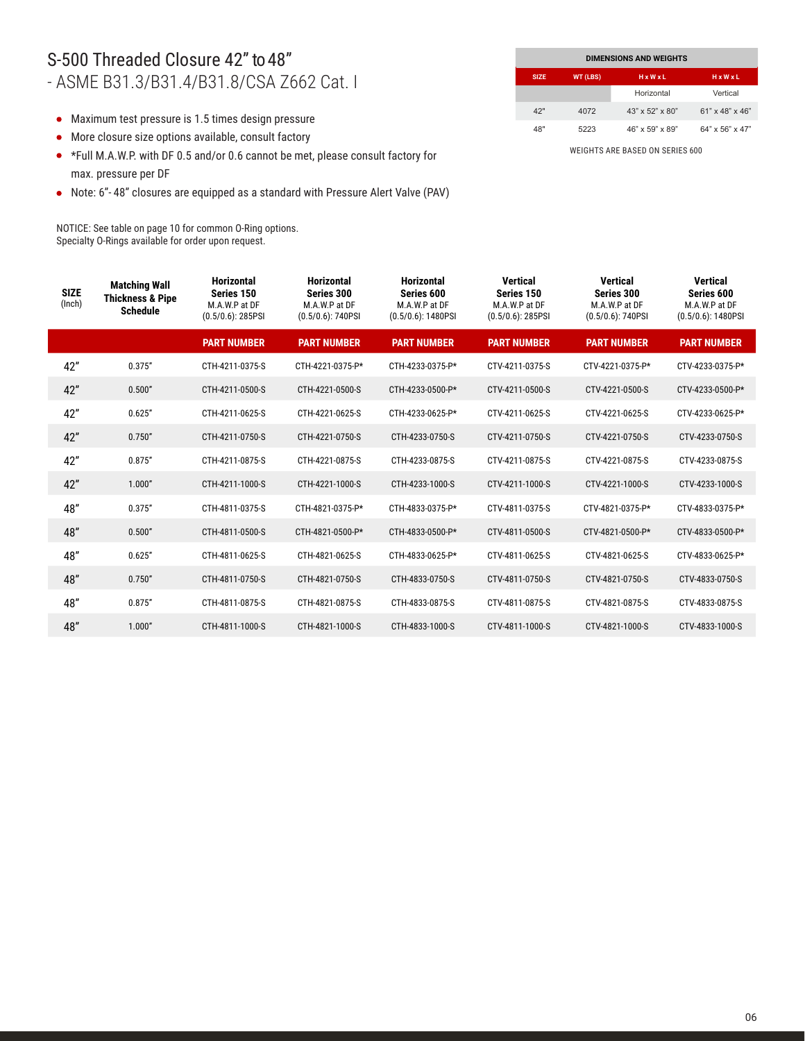# S-500 Threaded Closure 42" to 48"
## - ASME B31.3/B31.4/B31.8/CSA Z662 Cat. I

- Maximum test pressure is 1.5 times design pressure
- More closure size options available, consult factory
- *Full M.A.W.P. with DF 0.5 and/or 0.6 cannot be met, please consult factory for max. pressure per DF
- Note: 6"- 48" closures are equipped as a standard with Pressure Alert Valve (PAV)

NOTICE: See table on page 10 for common O-Ring options.
Specialty O-Rings available for order upon request.

| DIMENSIONS AND WEIGHTS | | | |
|---|---|---|---|
| SIZE | WT (LBS) | H x W x L | H x W x L |
| | | Horizontal | Vertical |
| 42" | 4072 | 43" x 52" x 80" | 61" x 48" x 46" |
| 48" | 5223 | 46" x 59" x 89" | 64" x 56" x 47" |

WEIGHTS ARE BASED ON SERIES 600

| SIZE (Inch) | Matching Wall Thickness & Pipe Schedule | Horizontal Series 150 M.A.W.P at DF (0.5/0.6): 285PSI | Horizontal Series 300 M.A.W.P at DF (0.5/0.6): 740PSI | Horizontal Series 600 M.A.W.P at DF (0.5/0.6): 1480PSI | Vertical Series 150 M.A.W.P at DF (0.5/0.6): 285PSI | Vertical Series 300 M.A.W.P at DF (0.5/0.6): 740PSI | Vertical Series 600 M.A.W.P at DF (0.5/0.6): 1480PSI |
|---|---|---|---|---|---|---|---|
| | | PART NUMBER | PART NUMBER | PART NUMBER | PART NUMBER | PART NUMBER | PART NUMBER |
| 42" | 0.375" | CTH-4211-0375-S | CTH-4221-0375-P* | CTH-4233-0375-P* | CTV-4211-0375-S | CTV-4221-0375-P* | CTV-4233-0375-P* |
| 42" | 0.500" | CTH-4211-0500-S | CTH-4221-0500-S | CTH-4233-0500-P* | CTV-4211-0500-S | CTV-4221-0500-S | CTV-4233-0500-P* |
| 42" | 0.625" | CTH-4211-0625-S | CTH-4221-0625-S | CTH-4233-0625-P* | CTV-4211-0625-S | CTV-4221-0625-S | CTV-4233-0625-P* |
| 42" | 0.750" | CTH-4211-0750-S | CTH-4221-0750-S | CTH-4233-0750-S | CTV-4211-0750-S | CTV-4221-0750-S | CTV-4233-0750-S |
| 42" | 0.875" | CTH-4211-0875-S | CTH-4221-0875-S | CTH-4233-0875-S | CTV-4211-0875-S | CTV-4221-0875-S | CTV-4233-0875-S |
| 42" | 1.000" | CTH-4211-1000-S | CTH-4221-1000-S | CTH-4233-1000-S | CTV-4211-1000-S | CTV-4221-1000-S | CTV-4233-1000-S |
| 48" | 0.375" | CTH-4811-0375-S | CTH-4821-0375-P* | CTH-4833-0375-P* | CTV-4811-0375-S | CTV-4821-0375-P* | CTV-4833-0375-P* |
| 48" | 0.500" | CTH-4811-0500-S | CTH-4821-0500-P* | CTH-4833-0500-P* | CTV-4811-0500-S | CTV-4821-0500-P* | CTV-4833-0500-P* |
| 48" | 0.625" | CTH-4811-0625-S | CTH-4821-0625-S | CTH-4833-0625-P* | CTV-4811-0625-S | CTV-4821-0625-S | CTV-4833-0625-P* |
| 48" | 0.750" | CTH-4811-0750-S | CTH-4821-0750-S | CTH-4833-0750-S | CTV-4811-0750-S | CTV-4821-0750-S | CTV-4833-0750-S |
| 48" | 0.875" | CTH-4811-0875-S | CTH-4821-0875-S | CTH-4833-0875-S | CTV-4811-0875-S | CTV-4821-0875-S | CTV-4833-0875-S |
| 48" | 1.000" | CTH-4811-1000-S | CTH-4821-1000-S | CTH-4833-1000-S | CTV-4811-1000-S | CTV-4821-1000-S | CTV-4833-1000-S |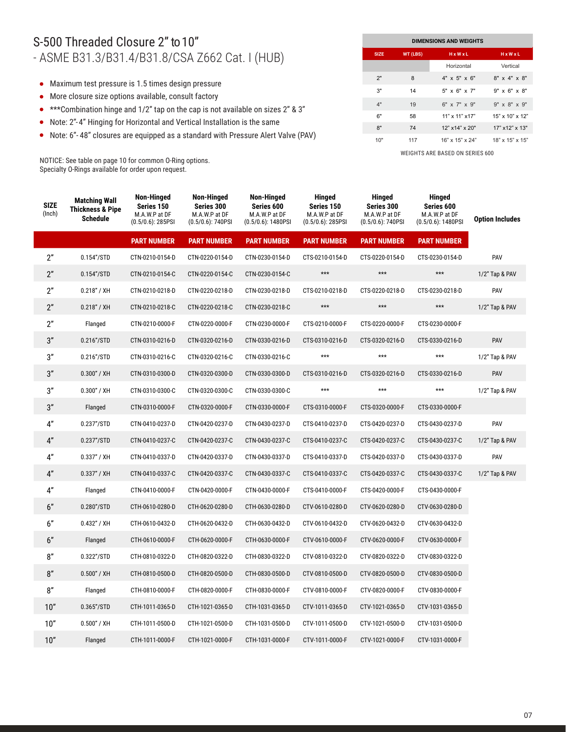# S-500 Threaded Closure 2" to 10"

## - ASME B31.3/B31.4/B31.8/CSA Z662 Cat. I (HUB)

- Maximum test pressure is 1.5 times design pressure
- More closure size options available, consult factory
- ***Combination hinge and 1/2" tap on the cap is not available on sizes 2" & 3"
- Note: 2"-4" Hinging for Horizontal and Vertical Installation is the same
- Note: 6"- 48" closures are equipped as a standard with Pressure Alert Valve (PAV)

NOTICE: See table on page 10 for common O-Ring options.
Specialty O-Rings available for order upon request.

| DIMENSIONS AND WEIGHTS | | | |
|---|---|---|---|
| SIZE | WT (LBS) | H x W x L | H x W x L |
| | | Horizontal | Vertical |
| 2" | 8 | 4" x 5" x 6" | 8" x 4" x 8" |
| 3" | 14 | 5" x 6" x 7" | 9" x 6" x 8" |
| 4" | 19 | 6" x 7" x 9" | 9" x 8" x 9" |
| 6" | 58 | 11" x 11" x17" | 15" x 10" x 12" |
| 8" | 74 | 12" x14" x 20" | 17" x12" x 13" |
| 10" | 117 | 16" x 15" x 24" | 18" x 15" x 15" |

WEIGHTS ARE BASED ON SERIES 600

| SIZE (Inch) | Matching Wall Thickness & Pipe Schedule | Non-Hinged Series 150 M.A.W.P at DF (0.5/0.6): 285PSI | Non-Hinged Series 300 M.A.W.P at DF (0.5/0.6): 740PSI | Non-Hinged Series 600 M.A.W.P at DF (0.5/0.6): 1480PSI | Hinged Series 150 M.A.W.P at DF (0.5/0.6): 285PSI | Hinged Series 300 M.A.W.P at DF (0.5/0.6): 740PSI | Hinged Series 600 M.A.W.P at DF (0.5/0.6): 1480PSI | Option Includes |
|---|---|---|---|---|---|---|---|---|
| | | PART NUMBER | PART NUMBER | PART NUMBER | PART NUMBER | PART NUMBER | PART NUMBER | |
| 2" | 0.154"/STD | CTN-0210-0154-D | CTN-0220-0154-D | CTN-0230-0154-D | CTS-0210-0154-D | CTS-0220-0154-D | CTS-0230-0154-D | PAV |
| 2" | 0.154"/STD | CTN-0210-0154-C | CTN-0220-0154-C | CTN-0230-0154-C | *** | *** | *** | 1/2" Tap & PAV |
| 2" | 0.218" / XH | CTN-0210-0218-D | CTN-0220-0218-D | CTN-0230-0218-D | CTS-0210-0218-D | CTS-0220-0218-D | CTS-0230-0218-D | PAV |
| 2" | 0.218" / XH | CTN-0210-0218-C | CTN-0220-0218-C | CTN-0230-0218-C | *** | *** | *** | 1/2" Tap & PAV |
| 2" | Flanged | CTN-0210-0000-F | CTN-0220-0000-F | CTN-0230-0000-F | CTS-0210-0000-F | CTS-0220-0000-F | CTS-0230-0000-F | |
| 3" | 0.216"/STD | CTN-0310-0216-D | CTN-0320-0216-D | CTN-0330-0216-D | CTS-0310-0216-D | CTS-0320-0216-D | CTS-0330-0216-D | PAV |
| 3" | 0.216"/STD | CTN-0310-0216-C | CTN-0320-0216-C | CTN-0330-0216-C | *** | *** | *** | 1/2" Tap & PAV |
| 3" | 0.300" / XH | CTN-0310-0300-D | CTN-0320-0300-D | CTN-0330-0300-D | CTS-0310-0216-D | CTS-0320-0216-D | CTS-0330-0216-D | PAV |
| 3" | 0.300" / XH | CTN-0310-0300-C | CTN-0320-0300-C | CTN-0330-0300-C | *** | *** | *** | 1/2" Tap & PAV |
| 3" | Flanged | CTN-0310-0000-F | CTN-0320-0000-F | CTN-0330-0000-F | CTS-0310-0000-F | CTS-0320-0000-F | CTS-0330-0000-F | |
| 4" | 0.237"/STD | CTN-0410-0237-D | CTN-0420-0237-D | CTN-0430-0237-D | CTS-0410-0237-D | CTS-0420-0237-D | CTS-0430-0237-D | PAV |
| 4" | 0.237"/STD | CTN-0410-0237-C | CTN-0420-0237-C | CTN-0430-0237-C | CTS-0410-0237-C | CTS-0420-0237-C | CTS-0430-0237-C | 1/2" Tap & PAV |
| 4" | 0.337" / XH | CTN-0410-0337-D | CTN-0420-0337-D | CTN-0430-0337-D | CTS-0410-0337-D | CTS-0420-0337-D | CTS-0430-0337-D | PAV |
| 4" | 0.337" / XH | CTN-0410-0337-C | CTN-0420-0337-C | CTN-0430-0337-C | CTS-0410-0337-C | CTS-0420-0337-C | CTS-0430-0337-C | 1/2" Tap & PAV |
| 4" | Flanged | CTN-0410-0000-F | CTN-0420-0000-F | CTN-0430-0000-F | CTS-0410-0000-F | CTS-0420-0000-F | CTS-0430-0000-F | |
| 6" | 0.280"/STD | CTH-0610-0280-D | CTH-0620-0280-D | CTH-0630-0280-D | CTV-0610-0280-D | CTV-0620-0280-D | CTV-0630-0280-D | |
| 6" | 0.432" / XH | CTH-0610-0432-D | CTH-0620-0432-D | CTH-0630-0432-D | CTV-0610-0432-D | CTV-0620-0432-D | CTV-0630-0432-D | |
| 6" | Flanged | CTH-0610-0000-F | CTH-0620-0000-F | CTH-0630-0000-F | CTV-0610-0000-F | CTV-0620-0000-F | CTV-0630-0000-F | |
| 8" | 0.322"/STD | CTH-0810-0322-D | CTH-0820-0322-D | CTH-0830-0322-D | CTV-0810-0322-D | CTV-0820-0322-D | CTV-0830-0322-D | |
| 8" | 0.500" / XH | CTH-0810-0500-D | CTH-0820-0500-D | CTH-0830-0500-D | CTV-0810-0500-D | CTV-0820-0500-D | CTV-0830-0500-D | |
| 8" | Flanged | CTH-0810-0000-F | CTH-0820-0000-F | CTH-0830-0000-F | CTV-0810-0000-F | CTV-0820-0000-F | CTV-0830-0000-F | |
| 10" | 0.365"/STD | CTH-1011-0365-D | CTH-1021-0365-D | CTH-1031-0365-D | CTV-1011-0365-D | CTV-1021-0365-D | CTV-1031-0365-D | |
| 10" | 0.500" / XH | CTH-1011-0500-D | CTH-1021-0500-D | CTH-1031-0500-D | CTV-1011-0500-D | CTV-1021-0500-D | CTV-1031-0500-D | |
| 10" | Flanged | CTH-1011-0000-F | CTH-1021-0000-F | CTH-1031-0000-F | CTV-1011-0000-F | CTV-1021-0000-F | CTV-1031-0000-F | |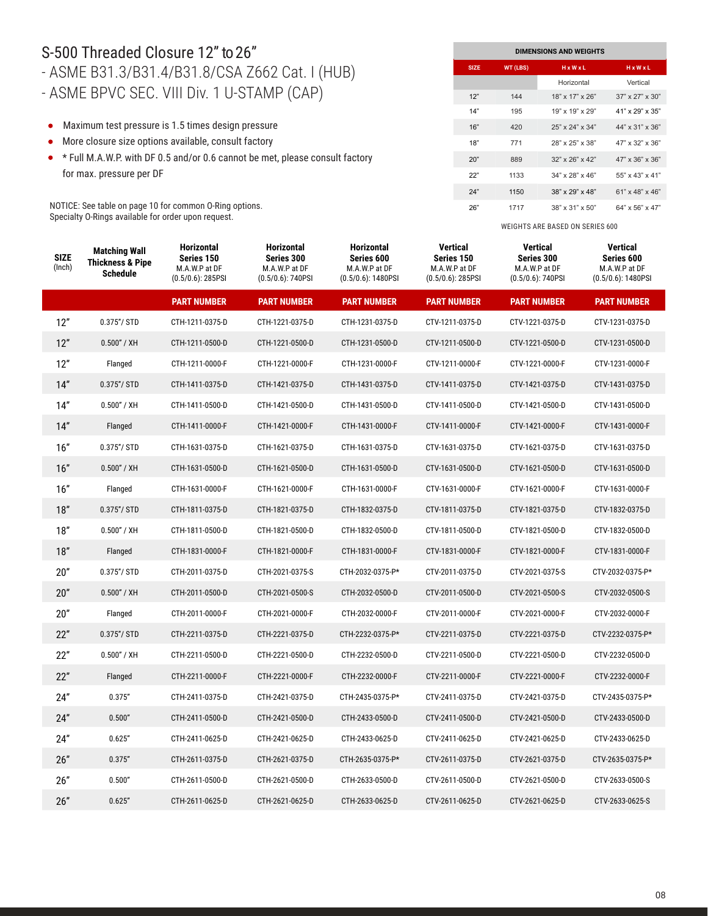# S-500 Threaded Closure 12" to 26"

## - ASME B31.3/B31.4/B31.8/CSA Z662 Cat. I (HUB)
## - ASME BPVC SEC. VIII Div. 1 U-STAMP (CAP)

- Maximum test pressure is 1.5 times design pressure
- More closure size options available, consult factory
- * Full M.A.W.P. with DF 0.5 and/or 0.6 cannot be met, please consult factory for max. pressure per DF

NOTICE: See table on page 10 for common O-Ring options.
Specialty O-Rings available for order upon request.

| DIMENSIONS AND WEIGHTS | | | |
|---|---|---|---|
| SIZE | WT (LBS) | H x W x L | H x W x L |
| | | Horizontal | Vertical |
| 12" | 144 | 18" x 17" x 26" | 37" x 27" x 30" |
| 14" | 195 | 19" x 19" x 29" | 41" x 29" x 35" |
| 16" | 420 | 25" x 24" x 34" | 44" x 31" x 36" |
| 18" | 771 | 28" x 25" x 38" | 47" x 32" x 36" |
| 20" | 889 | 32" x 26" x 42" | 47" x 36" x 36" |
| 22" | 1133 | 34" x 28" x 46" | 55" x 43" x 41" |
| 24" | 1150 | 38" x 29" x 48" | 61" x 48" x 46" |
| 26" | 1717 | 38" x 31" x 50" | 64" x 56" x 47" |

WEIGHTS ARE BASED ON SERIES 600

| SIZE (Inch) | Matching Wall Thickness & Pipe Schedule | Horizontal Series 150 M.A.W.P at DF (0.5/0.6): 285PSI | Horizontal Series 300 M.A.W.P at DF (0.5/0.6): 740PSI | Horizontal Series 600 M.A.W.P at DF (0.5/0.6): 1480PSI | Vertical Series 150 M.A.W.P at DF (0.5/0.6): 285PSI | Vertical Series 300 M.A.W.P at DF (0.5/0.6): 740PSI | Vertical Series 600 M.A.W.P at DF (0.5/0.6): 1480PSI |
|---|---|---|---|---|---|---|---|
| | | PART NUMBER | PART NUMBER | PART NUMBER | PART NUMBER | PART NUMBER | PART NUMBER |
| 12" | 0.375"/ STD | CTH-1211-0375-D | CTH-1221-0375-D | CTH-1231-0375-D | CTV-1211-0375-D | CTV-1221-0375-D | CTV-1231-0375-D |
| 12" | 0.500" / XH | CTH-1211-0500-D | CTH-1221-0500-D | CTH-1231-0500-D | CTV-1211-0500-D | CTV-1221-0500-D | CTV-1231-0500-D |
| 12" | Flanged | CTH-1211-0000-F | CTH-1221-0000-F | CTH-1231-0000-F | CTV-1211-0000-F | CTV-1221-0000-F | CTV-1231-0000-F |
| 14" | 0.375"/ STD | CTH-1411-0375-D | CTH-1421-0375-D | CTH-1431-0375-D | CTV-1411-0375-D | CTV-1421-0375-D | CTV-1431-0375-D |
| 14" | 0.500" / XH | CTH-1411-0500-D | CTH-1421-0500-D | CTH-1431-0500-D | CTV-1411-0500-D | CTV-1421-0500-D | CTV-1431-0500-D |
| 14" | Flanged | CTH-1411-0000-F | CTH-1421-0000-F | CTH-1431-0000-F | CTV-1411-0000-F | CTV-1421-0000-F | CTV-1431-0000-F |
| 16" | 0.375"/ STD | CTH-1631-0375-D | CTH-1621-0375-D | CTH-1631-0375-D | CTV-1631-0375-D | CTV-1621-0375-D | CTV-1631-0375-D |
| 16" | 0.500" / XH | CTH-1631-0500-D | CTH-1621-0500-D | CTH-1631-0500-D | CTV-1631-0500-D | CTV-1621-0500-D | CTV-1631-0500-D |
| 16" | Flanged | CTH-1631-0000-F | CTH-1621-0000-F | CTH-1631-0000-F | CTV-1631-0000-F | CTV-1621-0000-F | CTV-1631-0000-F |
| 18" | 0.375"/ STD | CTH-1811-0375-D | CTH-1821-0375-D | CTH-1832-0375-D | CTV-1811-0375-D | CTV-1821-0375-D | CTV-1832-0375-D |
| 18" | 0.500" / XH | CTH-1811-0500-D | CTH-1821-0500-D | CTH-1832-0500-D | CTV-1811-0500-D | CTV-1821-0500-D | CTV-1832-0500-D |
| 18" | Flanged | CTH-1831-0000-F | CTH-1821-0000-F | CTH-1831-0000-F | CTV-1831-0000-F | CTV-1821-0000-F | CTV-1831-0000-F |
| 20" | 0.375"/ STD | CTH-2011-0375-D | CTH-2021-0375-S | CTH-2032-0375-P* | CTV-2011-0375-D | CTV-2021-0375-S | CTV-2032-0375-P* |
| 20" | 0.500" / XH | CTH-2011-0500-D | CTH-2021-0500-S | CTH-2032-0500-D | CTV-2011-0500-D | CTV-2021-0500-S | CTV-2032-0500-S |
| 20" | Flanged | CTH-2011-0000-F | CTH-2021-0000-F | CTH-2032-0000-F | CTV-2011-0000-F | CTV-2021-0000-F | CTV-2032-0000-F |
| 22" | 0.375"/ STD | CTH-2211-0375-D | CTH-2221-0375-D | CTH-2232-0375-P* | CTV-2211-0375-D | CTV-2221-0375-D | CTV-2232-0375-P* |
| 22" | 0.500" / XH | CTH-2211-0500-D | CTH-2221-0500-D | CTH-2232-0500-D | CTV-2211-0500-D | CTV-2221-0500-D | CTV-2232-0500-D |
| 22" | Flanged | CTH-2211-0000-F | CTH-2221-0000-F | CTH-2232-0000-F | CTV-2211-0000-F | CTV-2221-0000-F | CTV-2232-0000-F |
| 24" | 0.375" | CTH-2411-0375-D | CTH-2421-0375-D | CTH-2435-0375-P* | CTV-2411-0375-D | CTV-2421-0375-D | CTV-2435-0375-P* |
| 24" | 0.500" | CTH-2411-0500-D | CTH-2421-0500-D | CTH-2433-0500-D | CTV-2411-0500-D | CTV-2421-0500-D | CTV-2433-0500-D |
| 24" | 0.625" | CTH-2411-0625-D | CTH-2421-0625-D | CTH-2433-0625-D | CTV-2411-0625-D | CTV-2421-0625-D | CTV-2433-0625-D |
| 26" | 0.375" | CTH-2611-0375-D | CTH-2621-0375-D | CTH-2635-0375-P* | CTV-2611-0375-D | CTV-2621-0375-D | CTV-2635-0375-P* |
| 26" | 0.500" | CTH-2611-0500-D | CTH-2621-0500-D | CTH-2633-0500-D | CTV-2611-0500-D | CTV-2621-0500-D | CTV-2633-0500-S |
| 26" | 0.625" | CTH-2611-0625-D | CTH-2621-0625-D | CTH-2633-0625-D | CTV-2611-0625-D | CTV-2621-0625-D | CTV-2633-0625-S |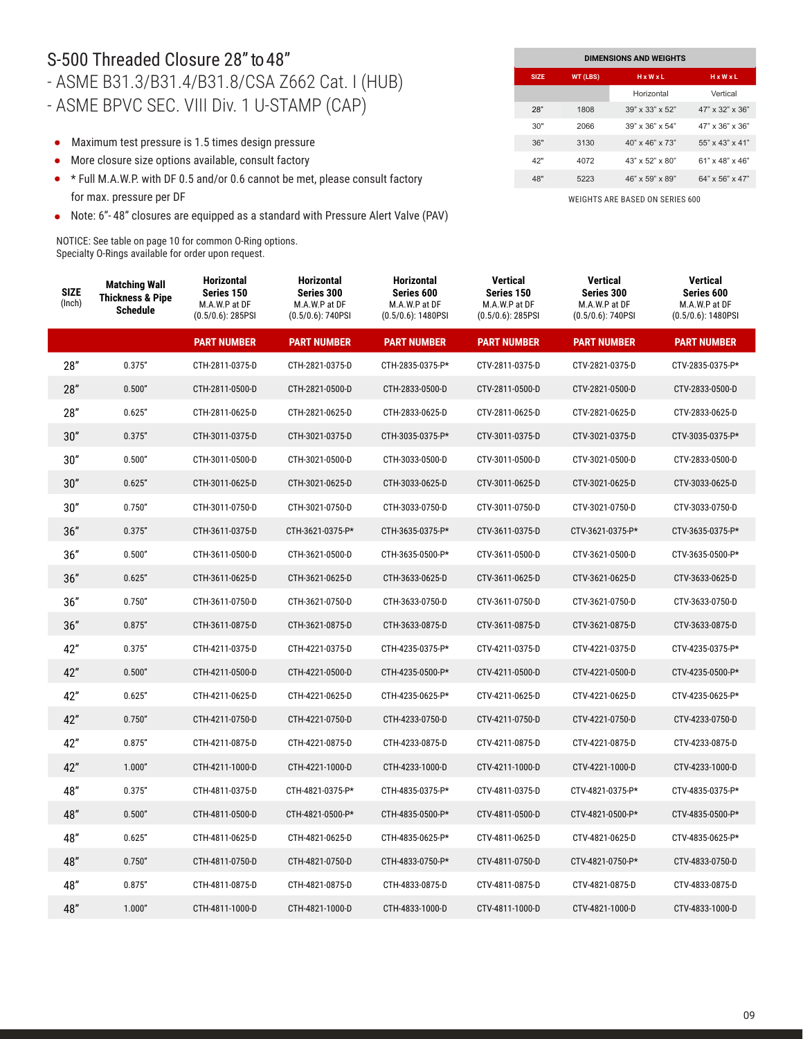# S-500 Threaded Closure 28" to 48"

## - ASME B31.3/B31.4/B31.8/CSA Z662 Cat. I (HUB)
## - ASME BPVC SEC. VIII Div. 1 U-STAMP (CAP)

- Maximum test pressure is 1.5 times design pressure
- More closure size options available, consult factory
- * Full M.A.W.P. with DF 0.5 and/or 0.6 cannot be met, please consult factory for max. pressure per DF
- Note: 6"- 48" closures are equipped as a standard with Pressure Alert Valve (PAV)

NOTICE: See table on page 10 for common O-Ring options.
Specialty O-Rings available for order upon request.

| DIMENSIONS AND WEIGHTS | | | |
|---|---|---|---|
| SIZE | WT (LBS) | H x W x L | H x W x L |
| | | Horizontal | Vertical |
| 28" | 1808 | 39" x 33" x 52" | 47" x 32" x 36" |
| 30" | 2066 | 39" x 36" x 54" | 47" x 36" x 36" |
| 36" | 3130 | 40" x 46" x 73" | 55" x 43" x 41" |
| 42" | 4072 | 43" x 52" x 80" | 61" x 48" x 46" |
| 48" | 5223 | 46" x 59" x 89" | 64" x 56" x 47" |

WEIGHTS ARE BASED ON SERIES 600

| SIZE (Inch) | Matching Wall Thickness & Pipe Schedule | Horizontal Series 150 M.A.W.P at DF (0.5/0.6): 285PSI | Horizontal Series 300 M.A.W.P at DF (0.5/0.6): 740PSI | Horizontal Series 600 M.A.W.P at DF (0.5/0.6): 1480PSI | Vertical Series 150 M.A.W.P at DF (0.5/0.6): 285PSI | Vertical Series 300 M.A.W.P at DF (0.5/0.6): 740PSI | Vertical Series 600 M.A.W.P at DF (0.5/0.6): 1480PSI |
|---|---|---|---|---|---|---|---|
| | | PART NUMBER | PART NUMBER | PART NUMBER | PART NUMBER | PART NUMBER | PART NUMBER |
| 28" | 0.375" | CTH-2811-0375-D | CTH-2821-0375-D | CTH-2835-0375-P* | CTV-2811-0375-D | CTV-2821-0375-D | CTV-2835-0375-P* |
| 28" | 0.500" | CTH-2811-0500-D | CTH-2821-0500-D | CTH-2833-0500-D | CTV-2811-0500-D | CTV-2821-0500-D | CTV-2833-0500-D |
| 28" | 0.625" | CTH-2811-0625-D | CTH-2821-0625-D | CTH-2833-0625-D | CTV-2811-0625-D | CTV-2821-0625-D | CTV-2833-0625-D |
| 30" | 0.375" | CTH-3011-0375-D | CTH-3021-0375-D | CTH-3035-0375-P* | CTV-3011-0375-D | CTV-3021-0375-D | CTV-3035-0375-P* |
| 30" | 0.500" | CTH-3011-0500-D | CTH-3021-0500-D | CTH-3033-0500-D | CTV-3011-0500-D | CTV-3021-0500-D | CTV-2833-0500-D |
| 30" | 0.625" | CTH-3011-0625-D | CTH-3021-0625-D | CTH-3033-0625-D | CTV-3011-0625-D | CTV-3021-0625-D | CTV-3033-0625-D |
| 30" | 0.750" | CTH-3011-0750-D | CTH-3021-0750-D | CTH-3033-0750-D | CTV-3011-0750-D | CTV-3021-0750-D | CTV-3033-0750-D |
| 36" | 0.375" | CTH-3611-0375-D | CTH-3621-0375-P* | CTH-3635-0375-P* | CTV-3611-0375-D | CTV-3621-0375-P* | CTV-3635-0375-P* |
| 36" | 0.500" | CTH-3611-0500-D | CTH-3621-0500-D | CTH-3635-0500-P* | CTV-3611-0500-D | CTV-3621-0500-D | CTV-3635-0500-P* |
| 36" | 0.625" | CTH-3611-0625-D | CTH-3621-0625-D | CTH-3633-0625-D | CTV-3611-0625-D | CTV-3621-0625-D | CTV-3633-0625-D |
| 36" | 0.750" | CTH-3611-0750-D | CTH-3621-0750-D | CTH-3633-0750-D | CTV-3611-0750-D | CTV-3621-0750-D | CTV-3633-0750-D |
| 36" | 0.875" | CTH-3611-0875-D | CTH-3621-0875-D | CTH-3633-0875-D | CTV-3611-0875-D | CTV-3621-0875-D | CTV-3633-0875-D |
| 42" | 0.375" | CTH-4211-0375-D | CTH-4221-0375-D | CTH-4235-0375-P* | CTV-4211-0375-D | CTV-4221-0375-D | CTV-4235-0375-P* |
| 42" | 0.500" | CTH-4211-0500-D | CTH-4221-0500-D | CTH-4235-0500-P* | CTV-4211-0500-D | CTV-4221-0500-D | CTV-4235-0500-P* |
| 42" | 0.625" | CTH-4211-0625-D | CTH-4221-0625-D | CTH-4235-0625-P* | CTV-4211-0625-D | CTV-4221-0625-D | CTV-4235-0625-P* |
| 42" | 0.750" | CTH-4211-0750-D | CTH-4221-0750-D | CTH-4233-0750-D | CTV-4211-0750-D | CTV-4221-0750-D | CTV-4233-0750-D |
| 42" | 0.875" | CTH-4211-0875-D | CTH-4221-0875-D | CTH-4233-0875-D | CTV-4211-0875-D | CTV-4221-0875-D | CTV-4233-0875-D |
| 42" | 1.000" | CTH-4211-1000-D | CTH-4221-1000-D | CTH-4233-1000-D | CTV-4211-1000-D | CTV-4221-1000-D | CTV-4233-1000-D |
| 48" | 0.375" | CTH-4811-0375-D | CTH-4821-0375-P* | CTH-4835-0375-P* | CTV-4811-0375-D | CTV-4821-0375-P* | CTV-4835-0375-P* |
| 48" | 0.500" | CTH-4811-0500-D | CTH-4821-0500-P* | CTH-4835-0500-P* | CTV-4811-0500-D | CTV-4821-0500-P* | CTV-4835-0500-P* |
| 48" | 0.625" | CTH-4811-0625-D | CTH-4821-0625-D | CTH-4835-0625-P* | CTV-4811-0625-D | CTV-4821-0625-D | CTV-4835-0625-P* |
| 48" | 0.750" | CTH-4811-0750-D | CTH-4821-0750-D | CTH-4833-0750-P* | CTV-4811-0750-D | CTV-4821-0750-P* | CTV-4833-0750-D |
| 48" | 0.875" | CTH-4811-0875-D | CTH-4821-0875-D | CTH-4833-0875-D | CTV-4811-0875-D | CTV-4821-0875-D | CTV-4833-0875-D |
| 48" | 1.000" | CTH-4811-1000-D | CTH-4821-1000-D | CTH-4833-1000-D | CTV-4811-1000-D | CTV-4821-1000-D | CTV-4833-1000-D |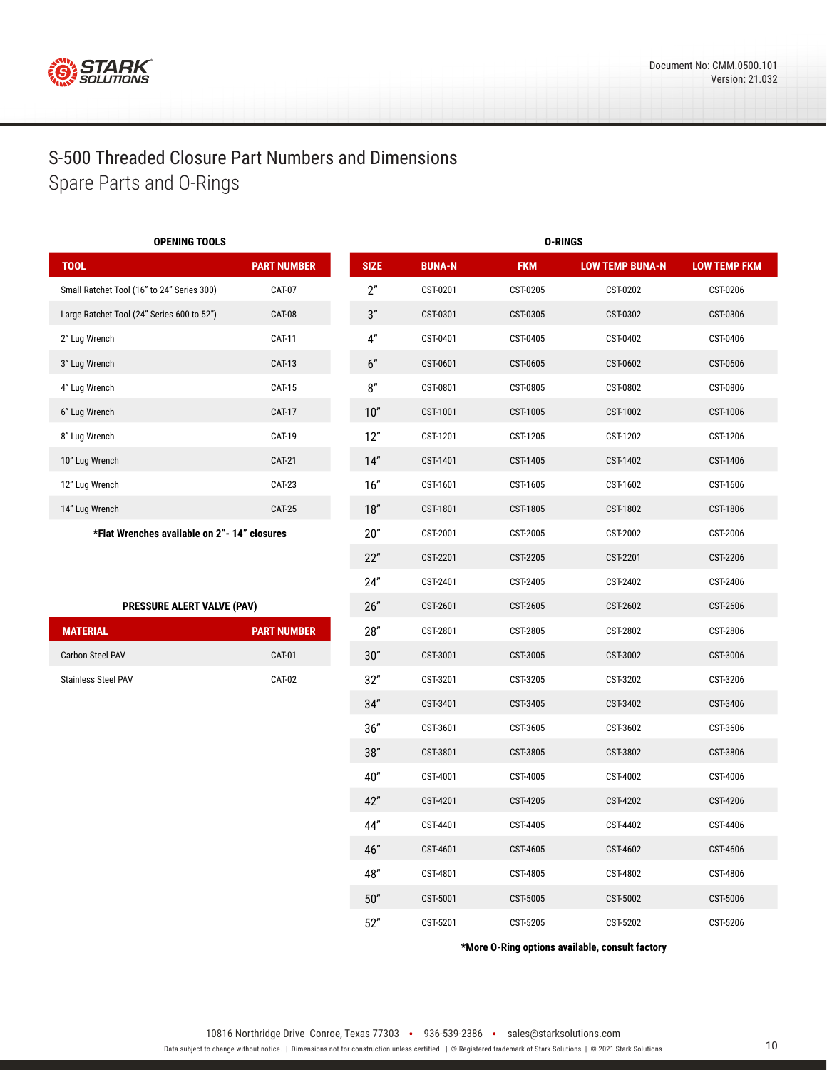# S-500 Threaded Closure Part Numbers and Dimensions

## Spare Parts and O-Rings

**OPENING TOOLS**

| TOOL | PART NUMBER |
|---|---|
| Small Ratchet Tool (16" to 24" Series 300) | CAT-07 |
| Large Ratchet Tool (24" Series 600 to 52") | CAT-08 |
| 2" Lug Wrench | CAT-11 |
| 3" Lug Wrench | CAT-13 |
| 4" Lug Wrench | CAT-15 |
| 6" Lug Wrench | CAT-17 |
| 8" Lug Wrench | CAT-19 |
| 10" Lug Wrench | CAT-21 |
| 12" Lug Wrench | CAT-23 |
| 14" Lug Wrench | CAT-25 |

**\*Flat Wrenches available on 2"- 14" closures**

**PRESSURE ALERT VALVE (PAV)**

| MATERIAL | PART NUMBER |
|---|---|
| Carbon Steel PAV | CAT-01 |
| Stainless Steel PAV | CAT-02 |

**O-RINGS**

| SIZE | BUNA-N | FKM | LOW TEMP BUNA-N | LOW TEMP FKM |
|---|---|---|---|---|
| 2" | CST-0201 | CST-0205 | CST-0202 | CST-0206 |
| 3" | CST-0301 | CST-0305 | CST-0302 | CST-0306 |
| 4" | CST-0401 | CST-0405 | CST-0402 | CST-0406 |
| 6" | CST-0601 | CST-0605 | CST-0602 | CST-0606 |
| 8" | CST-0801 | CST-0805 | CST-0802 | CST-0806 |
| 10" | CST-1001 | CST-1005 | CST-1002 | CST-1006 |
| 12" | CST-1201 | CST-1205 | CST-1202 | CST-1206 |
| 14" | CST-1401 | CST-1405 | CST-1402 | CST-1406 |
| 16" | CST-1601 | CST-1605 | CST-1602 | CST-1606 |
| 18" | CST-1801 | CST-1805 | CST-1802 | CST-1806 |
| 20" | CST-2001 | CST-2005 | CST-2002 | CST-2006 |
| 22" | CST-2201 | CST-2205 | CST-2201 | CST-2206 |
| 24" | CST-2401 | CST-2405 | CST-2402 | CST-2406 |
| 26" | CST-2601 | CST-2605 | CST-2602 | CST-2606 |
| 28" | CST-2801 | CST-2805 | CST-2802 | CST-2806 |
| 30" | CST-3001 | CST-3005 | CST-3002 | CST-3006 |
| 32" | CST-3201 | CST-3205 | CST-3202 | CST-3206 |
| 34" | CST-3401 | CST-3405 | CST-3402 | CST-3406 |
| 36" | CST-3601 | CST-3605 | CST-3602 | CST-3606 |
| 38" | CST-3801 | CST-3805 | CST-3802 | CST-3806 |
| 40" | CST-4001 | CST-4005 | CST-4002 | CST-4006 |
| 42" | CST-4201 | CST-4205 | CST-4202 | CST-4206 |
| 44" | CST-4401 | CST-4405 | CST-4402 | CST-4406 |
| 46" | CST-4601 | CST-4605 | CST-4602 | CST-4606 |
| 48" | CST-4801 | CST-4805 | CST-4802 | CST-4806 |
| 50" | CST-5001 | CST-5005 | CST-5002 | CST-5006 |
| 52" | CST-5201 | CST-5205 | CST-5202 | CST-5206 |

**\*More O-Ring options available, consult factory**

10816 Northridge Drive Conroe, Texas 77303 • 936-539-2386 • sales@starksolutions.com

Data subject to change without notice. | Dimensions not for construction unless certified. | ® Registered trademark of Stark Solutions | © 2021 Stark Solutions